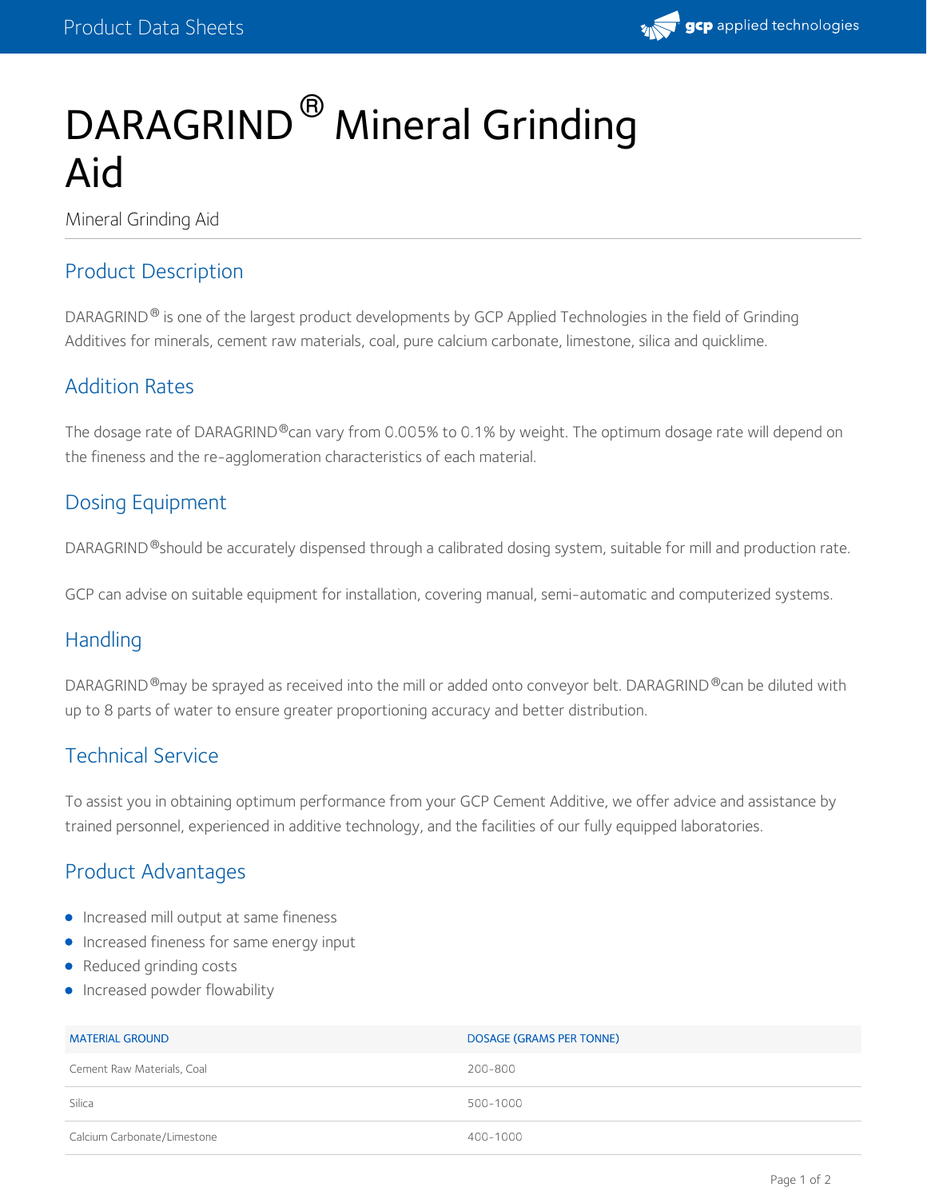# DARAGRIND® Mineral Grinding Aid

Mineral Grinding Aid

## Product Description

DARAGRIND® is one of the largest product developments by GCP Applied Technologies in the field of Grinding Additives for minerals, cement raw materials, coal, pure calcium carbonate, limestone, silica and quicklime.

## Addition Rates

The dosage rate of DARAGRIND®can vary from 0.005% to 0.1% by weight. The optimum dosage rate will depend on the fineness and the re-agglomeration characteristics of each material.

## Dosing Equipment

DARAGRIND®should be accurately dispensed through a calibrated dosing system, suitable for mill and production rate.

GCP can advise on suitable equipment for installation, covering manual, semi-automatic and computerized systems.

## Handling

DARAGRIND®may be sprayed as received into the mill or added onto conveyor belt. DARAGRIND®can be diluted with up to 8 parts of water to ensure greater proportioning accuracy and better distribution.

## Technical Service

To assist you in obtaining optimum performance from your GCP Cement Additive, we offer advice and assistance by trained personnel, experienced in additive technology, and the facilities of our fully equipped laboratories.

## Product Advantages

- Increased mill output at same fineness
- Increased fineness for same energy input
- Reduced grinding costs
- Increased powder flowability

| MATERIAL GROUND | DOSAGE (GRAMS PER TONNE) |
|---|---|
| Cement Raw Materials, Coal | 200-800 |
| Silica | 500-1000 |
| Calcium Carbonate/Limestone | 400-1000 |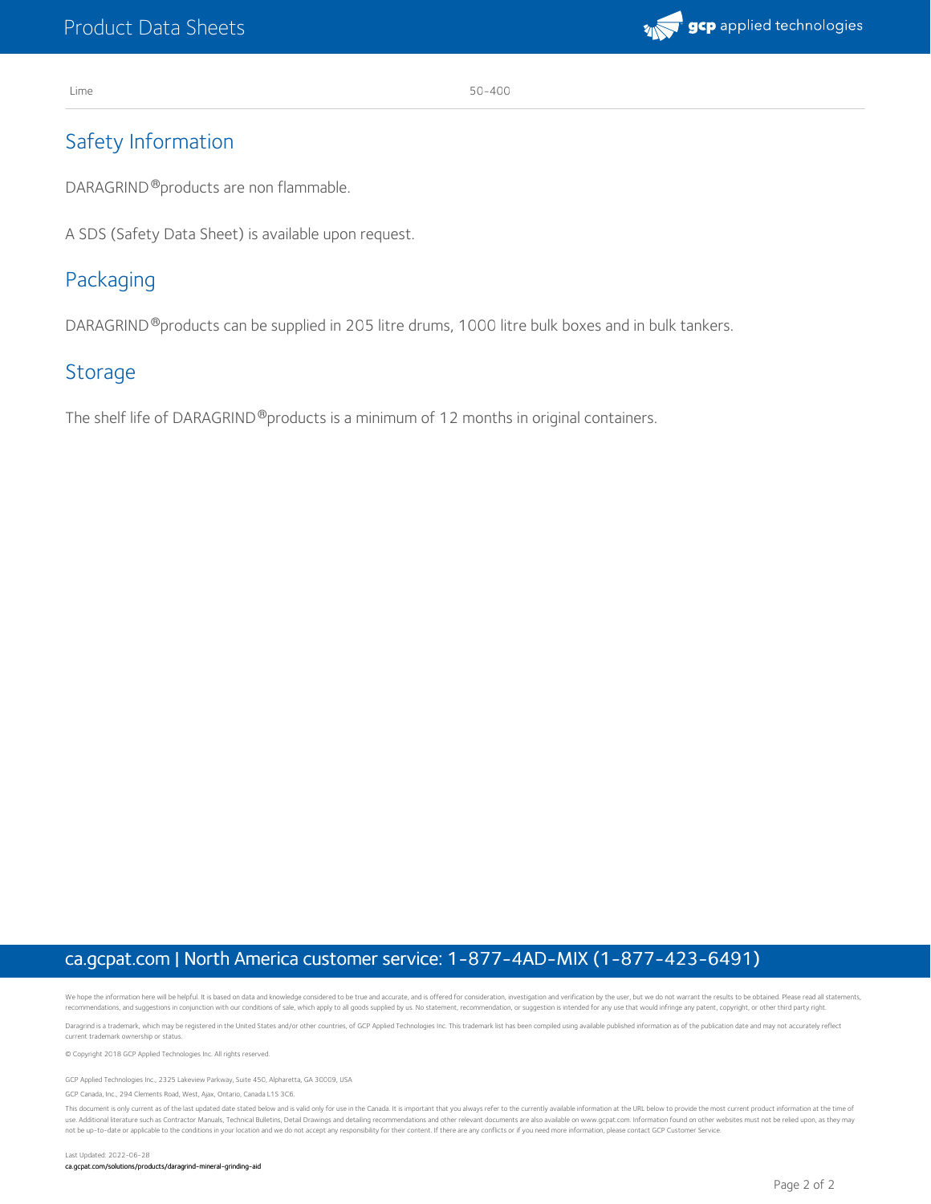| | |
|---|---|
| Lime | 50-400 |

## Safety Information

DARAGRIND®products are non flammable.

A SDS (Safety Data Sheet) is available upon request.

## Packaging

DARAGRIND®products can be supplied in 205 litre drums, 1000 litre bulk boxes and in bulk tankers.

## Storage

The shelf life of DARAGRIND®products is a minimum of 12 months in original containers.

ca.gcpat.com | North America customer service: 1-877-4AD-MIX (1-877-423-6491)

We hope the information here will be helpful. It is based on data and knowledge considered to be true and accurate, and is offered for consideration, investigation and verification by the user, but we do not warrant the results to be obtained. Please read all statements, recommendations, and suggestions in conjunction with our conditions of sale, which apply to all goods supplied by us. No statement, recommendation, or suggestion is intended for any use that would infringe any patent, copyright, or other third party right.

Daragrind is a trademark, which may be registered in the United States and/or other countries, of GCP Applied Technologies Inc. This trademark list has been compiled using available published information as of the publication date and may not accurately reflect current trademark ownership or status.

© Copyright 2018 GCP Applied Technologies Inc. All rights reserved.

GCP Applied Technologies Inc., 2325 Lakeview Parkway, Suite 450, Alpharetta, GA 30009, USA

GCP Canada, Inc., 294 Clements Road, West, Ajax, Ontario, Canada L1S 3C6.

This document is only current as of the last updated date stated below and is valid only for use in the Canada. It is important that you always refer to the currently available information at the URL below to provide the most current product information at the time of use. Additional literature such as Contractor Manuals, Technical Bulletins, Detail Drawings and detailing recommendations and other relevant documents are also available on www.gcpat.com. Information found on other websites must not be relied upon, as they may not be up-to-date or applicable to the conditions in your location and we do not accept any responsibility for their content. If there are any conflicts or if you need more information, please contact GCP Customer Service.

Last Updated: 2022-06-28

ca.gcpat.com/solutions/products/daragrind-mineral-grinding-aid